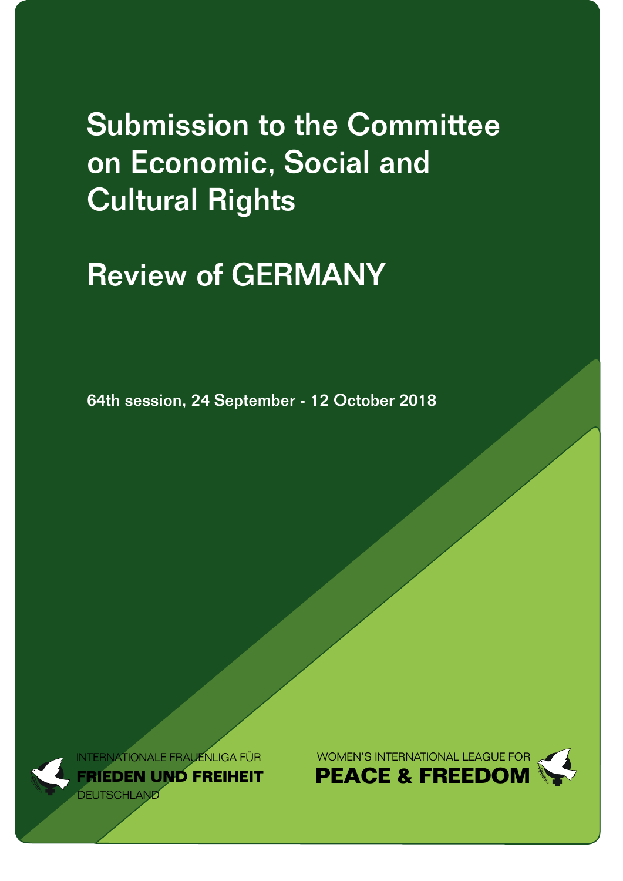# Submission to the Committee on Economic, Social and Cultural Rights

# Review of GERMANY

**64th session, 24 September - 12 October 2018**

INTERNATIONALE FRAUENLIGA FÜR
**FRIEDEN UND FREIHEIT**
DEUTSCHLAND

WOMEN'S INTERNATIONAL LEAGUE FOR
**PEACE & FREEDOM**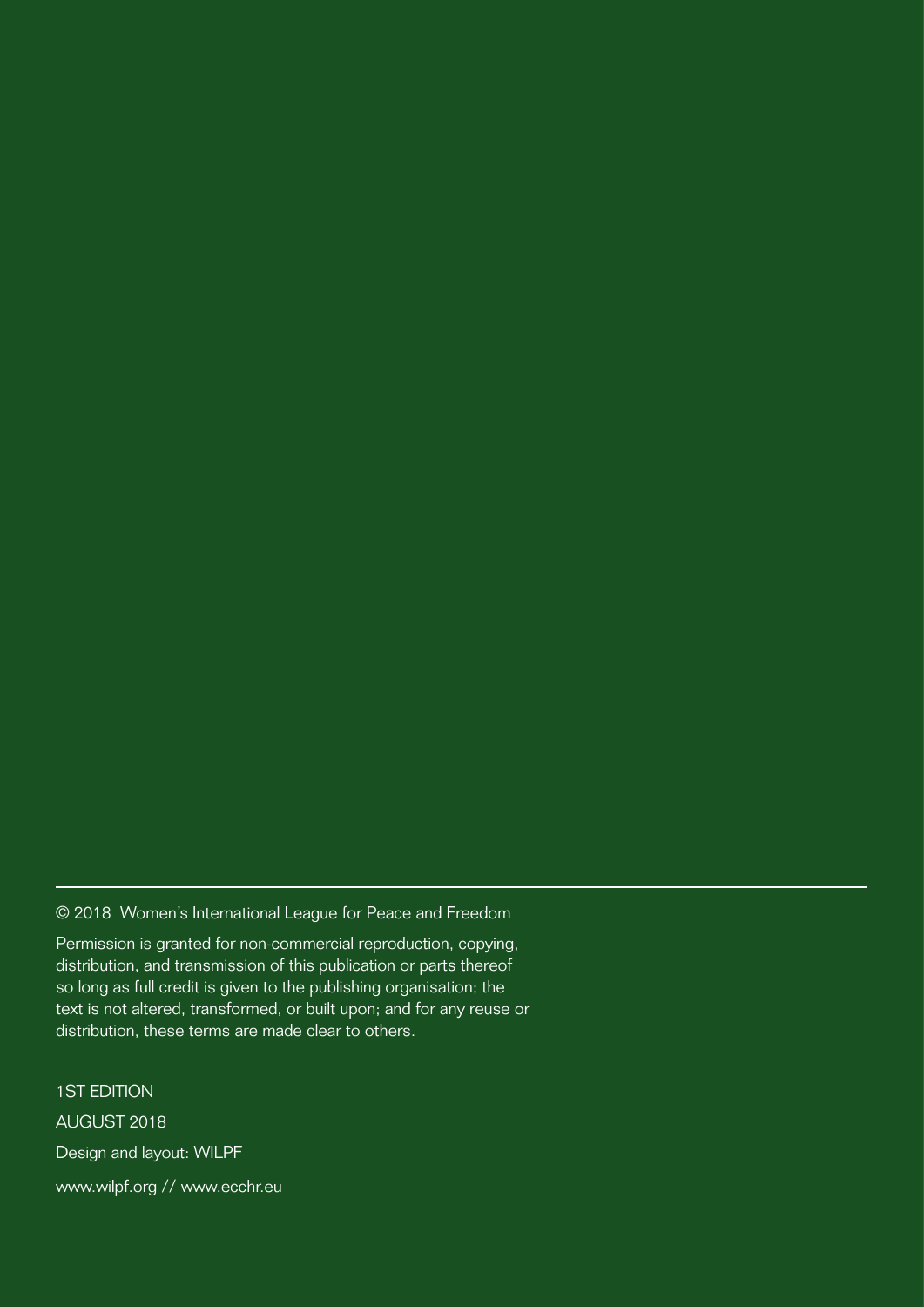© 2018 Women's International League for Peace and Freedom

Permission is granted for non-commercial reproduction, copying, distribution, and transmission of this publication or parts thereof so long as full credit is given to the publishing organisation; the text is not altered, transformed, or built upon; and for any reuse or distribution, these terms are made clear to others.

1ST EDITION

AUGUST 2018

Design and layout: WILPF

www.wilpf.org // www.ecchr.eu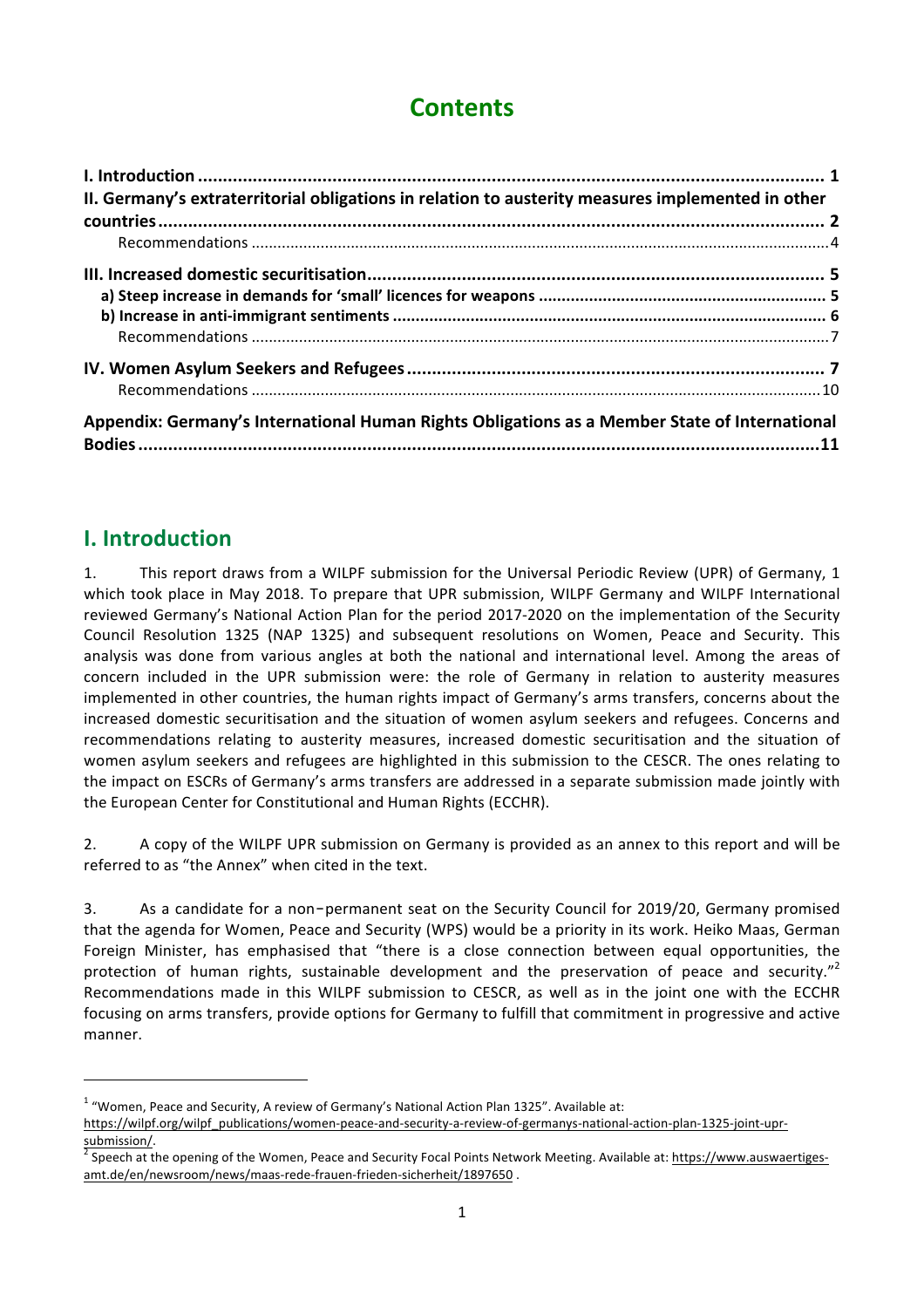# Contents

| | |
|---|---|
| **I. Introduction** | **1** |
| **II. Germany's extraterritorial obligations in relation to austerity measures implemented in other countries** | **2** |
| Recommendations | 4 |
| **III. Increased domestic securitisation** | **5** |
| **a) Steep increase in demands for 'small' licences for weapons** | **5** |
| **b) Increase in anti-immigrant sentiments** | **6** |
| Recommendations | 7 |
| **IV. Women Asylum Seekers and Refugees** | **7** |
| Recommendations | 10 |
| **Appendix: Germany's International Human Rights Obligations as a Member State of International Bodies** | **11** |

## I. Introduction

1. This report draws from a WILPF submission for the Universal Periodic Review (UPR) of Germany, 1 which took place in May 2018. To prepare that UPR submission, WILPF Germany and WILPF International reviewed Germany's National Action Plan for the period 2017-2020 on the implementation of the Security Council Resolution 1325 (NAP 1325) and subsequent resolutions on Women, Peace and Security. This analysis was done from various angles at both the national and international level. Among the areas of concern included in the UPR submission were: the role of Germany in relation to austerity measures implemented in other countries, the human rights impact of Germany's arms transfers, concerns about the increased domestic securitisation and the situation of women asylum seekers and refugees. Concerns and recommendations relating to austerity measures, increased domestic securitisation and the situation of women asylum seekers and refugees are highlighted in this submission to the CESCR. The ones relating to the impact on ESCRs of Germany's arms transfers are addressed in a separate submission made jointly with the European Center for Constitutional and Human Rights (ECCHR).

2. A copy of the WILPF UPR submission on Germany is provided as an annex to this report and will be referred to as "the Annex" when cited in the text.

3. As a candidate for a non-permanent seat on the Security Council for 2019/20, Germany promised that the agenda for Women, Peace and Security (WPS) would be a priority in its work. Heiko Maas, German Foreign Minister, has emphasised that "there is a close connection between equal opportunities, the protection of human rights, sustainable development and the preservation of peace and security."[2] Recommendations made in this WILPF submission to CESCR, as well as in the joint one with the ECCHR focusing on arms transfers, provide options for Germany to fulfill that commitment in progressive and active manner.

---

[1] "Women, Peace and Security, A review of Germany's National Action Plan 1325". Available at: https://wilpf.org/wilpf_publications/women-peace-and-security-a-review-of-germanys-national-action-plan-1325-joint-upr-submission/.

[2] Speech at the opening of the Women, Peace and Security Focal Points Network Meeting. Available at: https://www.auswaertiges-amt.de/en/newsroom/news/maas-rede-frauen-frieden-sicherheit/1897650 .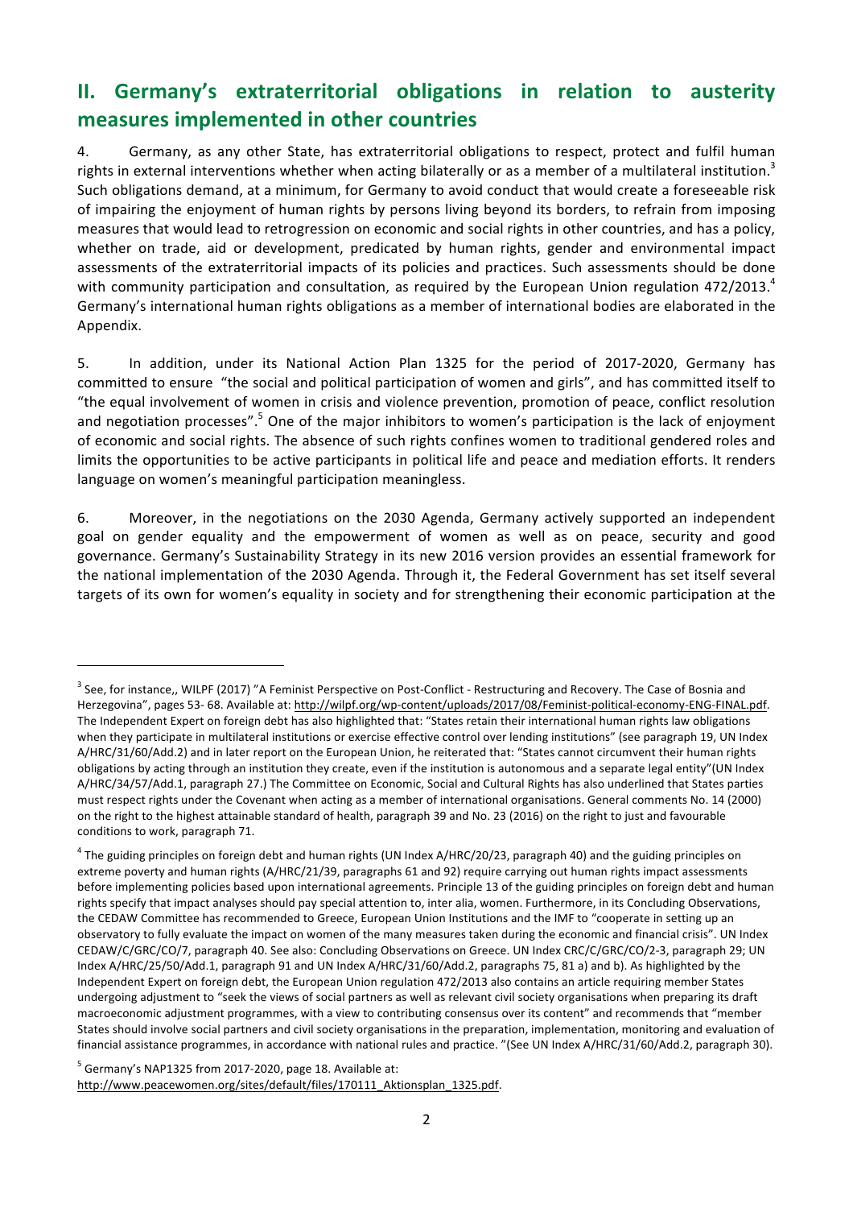## II. Germany's extraterritorial obligations in relation to austerity measures implemented in other countries

4. Germany, as any other State, has extraterritorial obligations to respect, protect and fulfil human rights in external interventions whether when acting bilaterally or as a member of a multilateral institution.[3] Such obligations demand, at a minimum, for Germany to avoid conduct that would create a foreseeable risk of impairing the enjoyment of human rights by persons living beyond its borders, to refrain from imposing measures that would lead to retrogression on economic and social rights in other countries, and has a policy, whether on trade, aid or development, predicated by human rights, gender and environmental impact assessments of the extraterritorial impacts of its policies and practices. Such assessments should be done with community participation and consultation, as required by the European Union regulation 472/2013.[4] Germany's international human rights obligations as a member of international bodies are elaborated in the Appendix.

5. In addition, under its National Action Plan 1325 for the period of 2017-2020, Germany has committed to ensure "the social and political participation of women and girls", and has committed itself to "the equal involvement of women in crisis and violence prevention, promotion of peace, conflict resolution and negotiation processes".[5] One of the major inhibitors to women's participation is the lack of enjoyment of economic and social rights. The absence of such rights confines women to traditional gendered roles and limits the opportunities to be active participants in political life and peace and mediation efforts. It renders language on women's meaningful participation meaningless.

6. Moreover, in the negotiations on the 2030 Agenda, Germany actively supported an independent goal on gender equality and the empowerment of women as well as on peace, security and good governance. Germany's Sustainability Strategy in its new 2016 version provides an essential framework for the national implementation of the 2030 Agenda. Through it, the Federal Government has set itself several targets of its own for women's equality in society and for strengthening their economic participation at the

---

[3] See, for instance,, WILPF (2017) "A Feminist Perspective on Post-Conflict - Restructuring and Recovery. The Case of Bosnia and Herzegovina", pages 53- 68. Available at: http://wilpf.org/wp-content/uploads/2017/08/Feminist-political-economy-ENG-FINAL.pdf. The Independent Expert on foreign debt has also highlighted that: "States retain their international human rights law obligations when they participate in multilateral institutions or exercise effective control over lending institutions" (see paragraph 19, UN Index A/HRC/31/60/Add.2) and in later report on the European Union, he reiterated that: "States cannot circumvent their human rights obligations by acting through an institution they create, even if the institution is autonomous and a separate legal entity"(UN Index A/HRC/34/57/Add.1, paragraph 27.) The Committee on Economic, Social and Cultural Rights has also underlined that States parties must respect rights under the Covenant when acting as a member of international organisations. General comments No. 14 (2000) on the right to the highest attainable standard of health, paragraph 39 and No. 23 (2016) on the right to just and favourable conditions to work, paragraph 71.

[4] The guiding principles on foreign debt and human rights (UN Index A/HRC/20/23, paragraph 40) and the guiding principles on extreme poverty and human rights (A/HRC/21/39, paragraphs 61 and 92) require carrying out human rights impact assessments before implementing policies based upon international agreements. Principle 13 of the guiding principles on foreign debt and human rights specify that impact analyses should pay special attention to, inter alia, women. Furthermore, in its Concluding Observations, the CEDAW Committee has recommended to Greece, European Union Institutions and the IMF to "cooperate in setting up an observatory to fully evaluate the impact on women of the many measures taken during the economic and financial crisis". UN Index CEDAW/C/GRC/CO/7, paragraph 40. See also: Concluding Observations on Greece. UN Index CRC/C/GRC/CO/2-3, paragraph 29; UN Index A/HRC/25/50/Add.1, paragraph 91 and UN Index A/HRC/31/60/Add.2, paragraphs 75, 81 a) and b). As highlighted by the Independent Expert on foreign debt, the European Union regulation 472/2013 also contains an article requiring member States undergoing adjustment to "seek the views of social partners as well as relevant civil society organisations when preparing its draft macroeconomic adjustment programmes, with a view to contributing consensus over its content" and recommends that "member States should involve social partners and civil society organisations in the preparation, implementation, monitoring and evaluation of financial assistance programmes, in accordance with national rules and practice. "(See UN Index A/HRC/31/60/Add.2, paragraph 30).

[5] Germany's NAP1325 from 2017-2020, page 18. Available at: http://www.peacewomen.org/sites/default/files/170111_Aktionsplan_1325.pdf.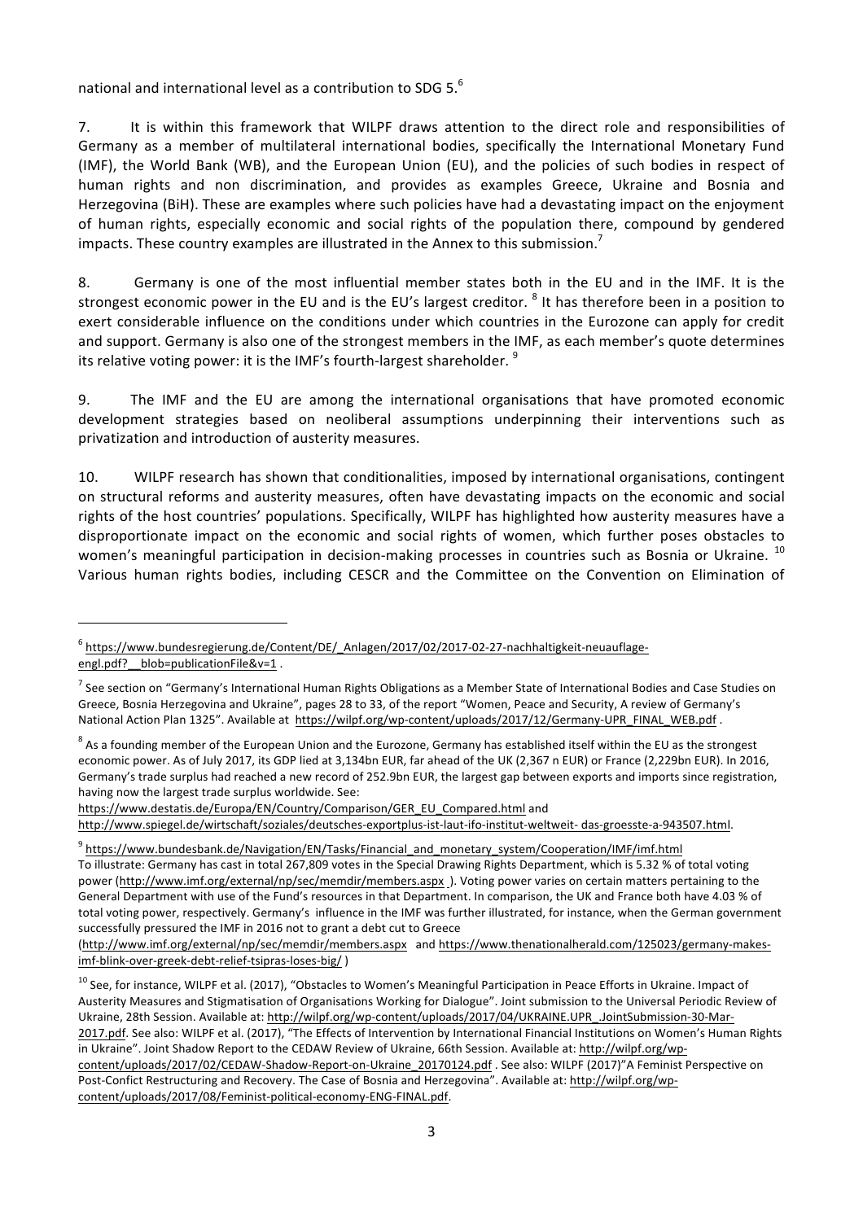national and international level as a contribution to SDG 5.[6]

7. It is within this framework that WILPF draws attention to the direct role and responsibilities of Germany as a member of multilateral international bodies, specifically the International Monetary Fund (IMF), the World Bank (WB), and the European Union (EU), and the policies of such bodies in respect of human rights and non discrimination, and provides as examples Greece, Ukraine and Bosnia and Herzegovina (BiH). These are examples where such policies have had a devastating impact on the enjoyment of human rights, especially economic and social rights of the population there, compound by gendered impacts. These country examples are illustrated in the Annex to this submission.[7]

8. Germany is one of the most influential member states both in the EU and in the IMF. It is the strongest economic power in the EU and is the EU's largest creditor. [8] It has therefore been in a position to exert considerable influence on the conditions under which countries in the Eurozone can apply for credit and support. Germany is also one of the strongest members in the IMF, as each member's quote determines its relative voting power: it is the IMF's fourth-largest shareholder. [9]

9. The IMF and the EU are among the international organisations that have promoted economic development strategies based on neoliberal assumptions underpinning their interventions such as privatization and introduction of austerity measures.

10. WILPF research has shown that conditionalities, imposed by international organisations, contingent on structural reforms and austerity measures, often have devastating impacts on the economic and social rights of the host countries' populations. Specifically, WILPF has highlighted how austerity measures have a disproportionate impact on the economic and social rights of women, which further poses obstacles to women's meaningful participation in decision-making processes in countries such as Bosnia or Ukraine. [10] Various human rights bodies, including CESCR and the Committee on the Convention on Elimination of

---

[6] https://www.bundesregierung.de/Content/DE/_Anlagen/2017/02/2017-02-27-nachhaltigkeit-neuauflage-engl.pdf?__blob=publicationFile&v=1 .

[7] See section on "Germany's International Human Rights Obligations as a Member State of International Bodies and Case Studies on Greece, Bosnia Herzegovina and Ukraine", pages 28 to 33, of the report "Women, Peace and Security, A review of Germany's National Action Plan 1325". Available at https://wilpf.org/wp-content/uploads/2017/12/Germany-UPR_FINAL_WEB.pdf .

[8] As a founding member of the European Union and the Eurozone, Germany has established itself within the EU as the strongest economic power. As of July 2017, its GDP lied at 3,134bn EUR, far ahead of the UK (2,367 n EUR) or France (2,229bn EUR). In 2016, Germany's trade surplus had reached a new record of 252.9bn EUR, the largest gap between exports and imports since registration, having now the largest trade surplus worldwide. See: https://www.destatis.de/Europa/EN/Country/Comparison/GER_EU_Compared.html and http://www.spiegel.de/wirtschaft/soziales/deutsches-exportplus-ist-laut-ifo-institut-weltweit- das-groesste-a-943507.html.

[9] https://www.bundesbank.de/Navigation/EN/Tasks/Financial_and_monetary_system/Cooperation/IMF/imf.html
To illustrate: Germany has cast in total 267,809 votes in the Special Drawing Rights Department, which is 5.32 % of total voting power (http://www.imf.org/external/np/sec/memdir/members.aspx ). Voting power varies on certain matters pertaining to the General Department with use of the Fund's resources in that Department. In comparison, the UK and France both have 4.03 % of total voting power, respectively. Germany's influence in the IMF was further illustrated, for instance, when the German government successfully pressured the IMF in 2016 not to grant a debt cut to Greece (http://www.imf.org/external/np/sec/memdir/members.aspx and https://www.thenationalherald.com/125023/germany-makes-imf-blink-over-greek-debt-relief-tsipras-loses-big/ )

[10] See, for instance, WILPF et al. (2017), "Obstacles to Women's Meaningful Participation in Peace Efforts in Ukraine. Impact of Austerity Measures and Stigmatisation of Organisations Working for Dialogue". Joint submission to the Universal Periodic Review of Ukraine, 28th Session. Available at: http://wilpf.org/wp-content/uploads/2017/04/UKRAINE.UPR_.JointSubmission-30-Mar-2017.pdf. See also: WILPF et al. (2017), "The Effects of Intervention by International Financial Institutions on Women's Human Rights in Ukraine". Joint Shadow Report to the CEDAW Review of Ukraine, 66th Session. Available at: http://wilpf.org/wp-content/uploads/2017/02/CEDAW-Shadow-Report-on-Ukraine_20170124.pdf . See also: WILPF (2017)"A Feminist Perspective on Post-Confict Restructuring and Recovery. The Case of Bosnia and Herzegovina". Available at: http://wilpf.org/wp-content/uploads/2017/08/Feminist-political-economy-ENG-FINAL.pdf.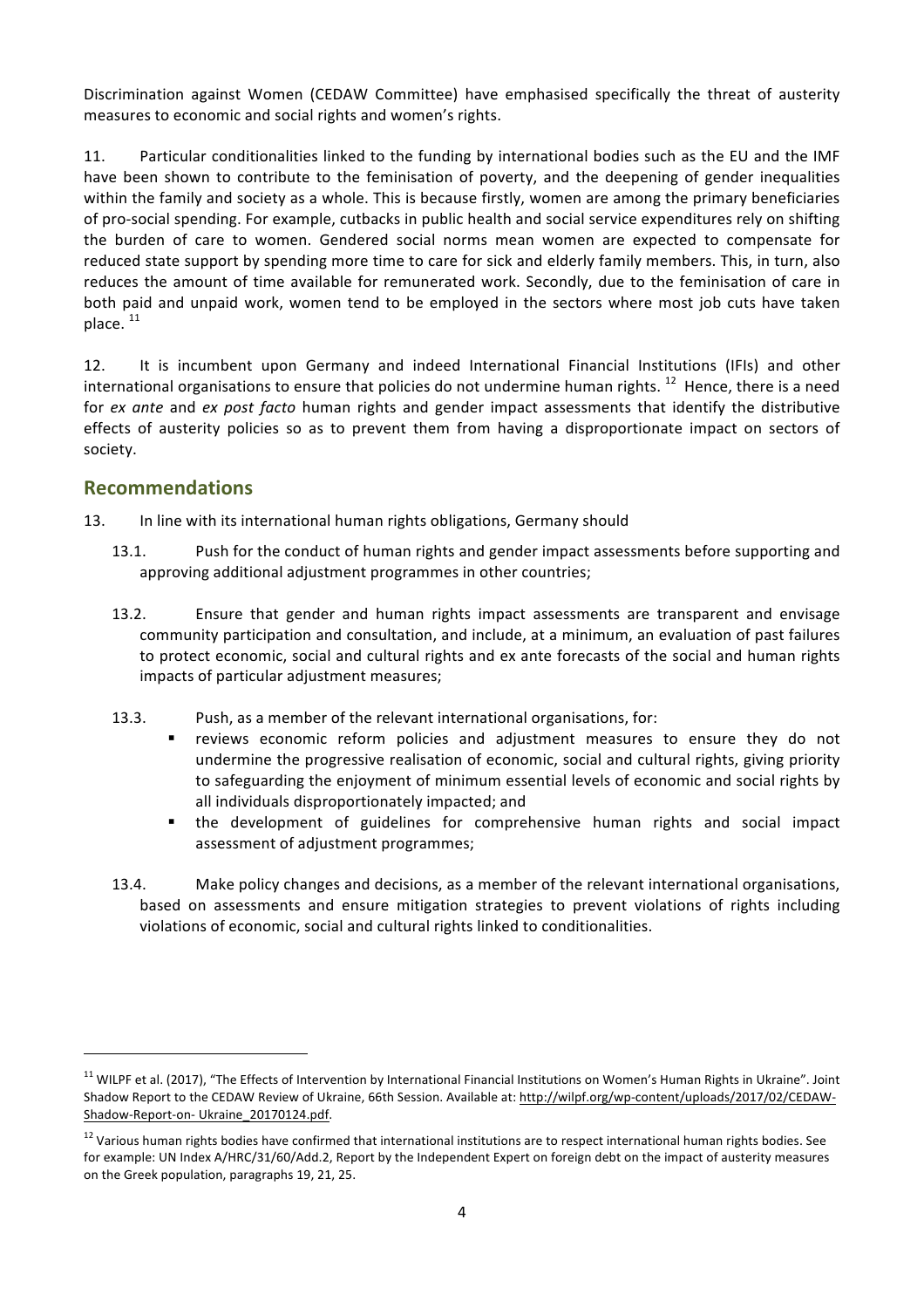Discrimination against Women (CEDAW Committee) have emphasised specifically the threat of austerity measures to economic and social rights and women's rights.

11. Particular conditionalities linked to the funding by international bodies such as the EU and the IMF have been shown to contribute to the feminisation of poverty, and the deepening of gender inequalities within the family and society as a whole. This is because firstly, women are among the primary beneficiaries of pro-social spending. For example, cutbacks in public health and social service expenditures rely on shifting the burden of care to women. Gendered social norms mean women are expected to compensate for reduced state support by spending more time to care for sick and elderly family members. This, in turn, also reduces the amount of time available for remunerated work. Secondly, due to the feminisation of care in both paid and unpaid work, women tend to be employed in the sectors where most job cuts have taken place. [11]

12. It is incumbent upon Germany and indeed International Financial Institutions (IFIs) and other international organisations to ensure that policies do not undermine human rights. [12] Hence, there is a need for *ex ante* and *ex post facto* human rights and gender impact assessments that identify the distributive effects of austerity policies so as to prevent them from having a disproportionate impact on sectors of society.

## Recommendations

13. In line with its international human rights obligations, Germany should

13.1. Push for the conduct of human rights and gender impact assessments before supporting and approving additional adjustment programmes in other countries;

13.2. Ensure that gender and human rights impact assessments are transparent and envisage community participation and consultation, and include, at a minimum, an evaluation of past failures to protect economic, social and cultural rights and ex ante forecasts of the social and human rights impacts of particular adjustment measures;

13.3. Push, as a member of the relevant international organisations, for:

- reviews economic reform policies and adjustment measures to ensure they do not undermine the progressive realisation of economic, social and cultural rights, giving priority to safeguarding the enjoyment of minimum essential levels of economic and social rights by all individuals disproportionately impacted; and
- the development of guidelines for comprehensive human rights and social impact assessment of adjustment programmes;

13.4. Make policy changes and decisions, as a member of the relevant international organisations, based on assessments and ensure mitigation strategies to prevent violations of rights including violations of economic, social and cultural rights linked to conditionalities.

---

[11] WILPF et al. (2017), "The Effects of Intervention by International Financial Institutions on Women's Human Rights in Ukraine". Joint Shadow Report to the CEDAW Review of Ukraine, 66th Session. Available at: http://wilpf.org/wp-content/uploads/2017/02/CEDAW-Shadow-Report-on- Ukraine_20170124.pdf.

[12] Various human rights bodies have confirmed that international institutions are to respect international human rights bodies. See for example: UN Index A/HRC/31/60/Add.2, Report by the Independent Expert on foreign debt on the impact of austerity measures on the Greek population, paragraphs 19, 21, 25.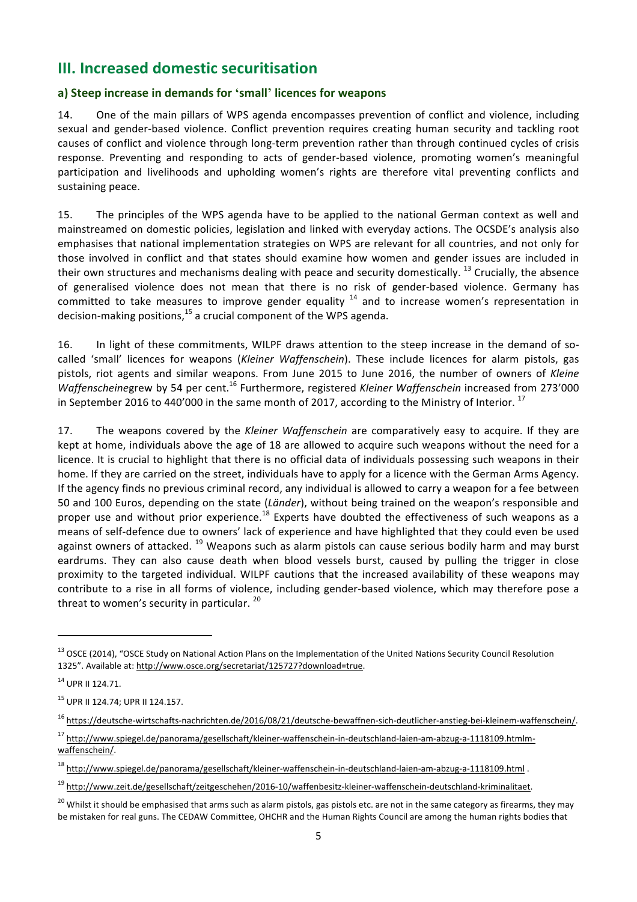## III. Increased domestic securitisation

### a) Steep increase in demands for 'small' licences for weapons

14. One of the main pillars of WPS agenda encompasses prevention of conflict and violence, including sexual and gender-based violence. Conflict prevention requires creating human security and tackling root causes of conflict and violence through long-term prevention rather than through continued cycles of crisis response. Preventing and responding to acts of gender-based violence, promoting women's meaningful participation and livelihoods and upholding women's rights are therefore vital preventing conflicts and sustaining peace.

15. The principles of the WPS agenda have to be applied to the national German context as well and mainstreamed on domestic policies, legislation and linked with everyday actions. The OCSDE's analysis also emphasises that national implementation strategies on WPS are relevant for all countries, and not only for those involved in conflict and that states should examine how women and gender issues are included in their own structures and mechanisms dealing with peace and security domestically. [13] Crucially, the absence of generalised violence does not mean that there is no risk of gender-based violence. Germany has committed to take measures to improve gender equality [14] and to increase women's representation in decision-making positions,[15] a crucial component of the WPS agenda.

16. In light of these commitments, WILPF draws attention to the steep increase in the demand of so-called 'small' licences for weapons (*Kleiner Waffenschein*). These include licences for alarm pistols, gas pistols, riot agents and similar weapons. From June 2015 to June 2016, the number of owners of *Kleine Waffenscheine*grew by 54 per cent.[16] Furthermore, registered *Kleiner Waffenschein* increased from 273'000 in September 2016 to 440'000 in the same month of 2017, according to the Ministry of Interior. [17]

17. The weapons covered by the *Kleiner Waffenschein* are comparatively easy to acquire. If they are kept at home, individuals above the age of 18 are allowed to acquire such weapons without the need for a licence. It is crucial to highlight that there is no official data of individuals possessing such weapons in their home. If they are carried on the street, individuals have to apply for a licence with the German Arms Agency. If the agency finds no previous criminal record, any individual is allowed to carry a weapon for a fee between 50 and 100 Euros, depending on the state (*Länder*), without being trained on the weapon's responsible and proper use and without prior experience.[18] Experts have doubted the effectiveness of such weapons as a means of self-defence due to owners' lack of experience and have highlighted that they could even be used against owners of attacked. [19] Weapons such as alarm pistols can cause serious bodily harm and may burst eardrums. They can also cause death when blood vessels burst, caused by pulling the trigger in close proximity to the targeted individual. WILPF cautions that the increased availability of these weapons may contribute to a rise in all forms of violence, including gender-based violence, which may therefore pose a threat to women's security in particular. [20]

---

[13] OSCE (2014), "OSCE Study on National Action Plans on the Implementation of the United Nations Security Council Resolution 1325". Available at: http://www.osce.org/secretariat/125727?download=true.

[14] UPR II 124.71.

[15] UPR II 124.74; UPR II 124.157.

[16] https://deutsche-wirtschafts-nachrichten.de/2016/08/21/deutsche-bewaffnen-sich-deutlicher-anstieg-bei-kleinem-waffenschein/.

[17] http://www.spiegel.de/panorama/gesellschaft/kleiner-waffenschein-in-deutschland-laien-am-abzug-a-1118109.htmlm-waffenschein/.

[18] http://www.spiegel.de/panorama/gesellschaft/kleiner-waffenschein-in-deutschland-laien-am-abzug-a-1118109.html .

[19] http://www.zeit.de/gesellschaft/zeitgeschehen/2016-10/waffenbesitz-kleiner-waffenschein-deutschland-kriminalitaet.

[20] Whilst it should be emphasised that arms such as alarm pistols, gas pistols etc. are not in the same category as firearms, they may be mistaken for real guns. The CEDAW Committee, OHCHR and the Human Rights Council are among the human rights bodies that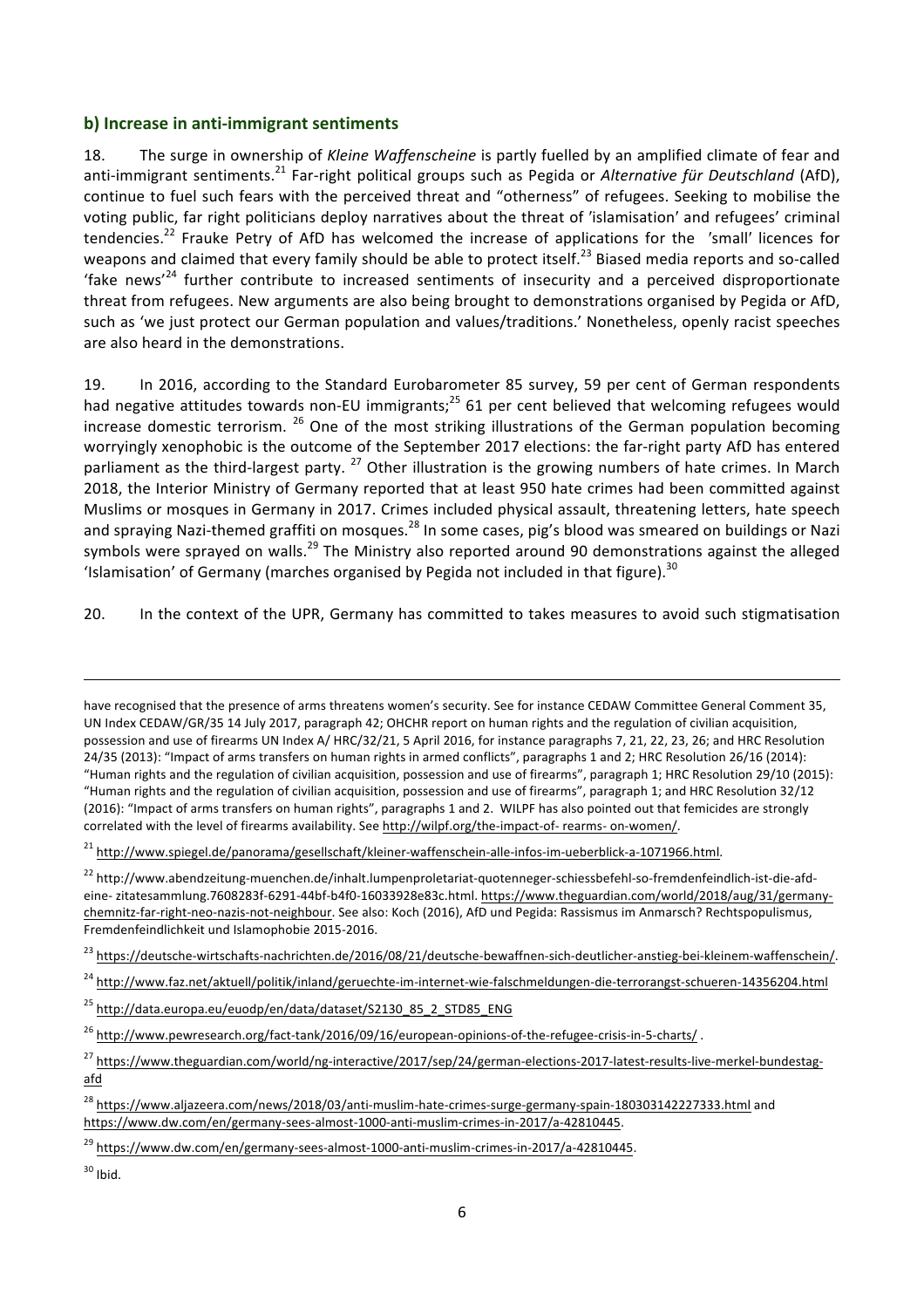### b) Increase in anti-immigrant sentiments

18. The surge in ownership of *Kleine Waffenscheine* is partly fuelled by an amplified climate of fear and anti-immigrant sentiments.[21] Far-right political groups such as Pegida or *Alternative für Deutschland* (AfD), continue to fuel such fears with the perceived threat and "otherness" of refugees. Seeking to mobilise the voting public, far right politicians deploy narratives about the threat of 'islamisation' and refugees' criminal tendencies.[22] Frauke Petry of AfD has welcomed the increase of applications for the 'small' licences for weapons and claimed that every family should be able to protect itself.[23] Biased media reports and so-called 'fake news'[24] further contribute to increased sentiments of insecurity and a perceived disproportionate threat from refugees. New arguments are also being brought to demonstrations organised by Pegida or AfD, such as 'we just protect our German population and values/traditions.' Nonetheless, openly racist speeches are also heard in the demonstrations.

19. In 2016, according to the Standard Eurobarometer 85 survey, 59 per cent of German respondents had negative attitudes towards non-EU immigrants;[25] 61 per cent believed that welcoming refugees would increase domestic terrorism. [26] One of the most striking illustrations of the German population becoming worryingly xenophobic is the outcome of the September 2017 elections: the far-right party AfD has entered parliament as the third-largest party. [27] Other illustration is the growing numbers of hate crimes. In March 2018, the Interior Ministry of Germany reported that at least 950 hate crimes had been committed against Muslims or mosques in Germany in 2017. Crimes included physical assault, threatening letters, hate speech and spraying Nazi-themed graffiti on mosques.[28] In some cases, pig's blood was smeared on buildings or Nazi symbols were sprayed on walls.[29] The Ministry also reported around 90 demonstrations against the alleged 'Islamisation' of Germany (marches organised by Pegida not included in that figure).[30]

20. In the context of the UPR, Germany has committed to takes measures to avoid such stigmatisation

---

have recognised that the presence of arms threatens women's security. See for instance CEDAW Committee General Comment 35, UN Index CEDAW/GR/35 14 July 2017, paragraph 42; OHCHR report on human rights and the regulation of civilian acquisition, possession and use of firearms UN Index A/ HRC/32/21, 5 April 2016, for instance paragraphs 7, 21, 22, 23, 26; and HRC Resolution 24/35 (2013): "Impact of arms transfers on human rights in armed conflicts", paragraphs 1 and 2; HRC Resolution 26/16 (2014): "Human rights and the regulation of civilian acquisition, possession and use of firearms", paragraph 1; HRC Resolution 29/10 (2015): "Human rights and the regulation of civilian acquisition, possession and use of firearms", paragraph 1; and HRC Resolution 32/12 (2016): "Impact of arms transfers on human rights", paragraphs 1 and 2. WILPF has also pointed out that femicides are strongly correlated with the level of firearms availability. See http://wilpf.org/the-impact-of- rearms- on-women/.

[21] http://www.spiegel.de/panorama/gesellschaft/kleiner-waffenschein-alle-infos-im-ueberblick-a-1071966.html.

[22] http://www.abendzeitung-muenchen.de/inhalt.lumpenproletariat-quotenneger-schiessbefehl-so-fremdenfeindlich-ist-die-afd-eine- zitatesammlung.7608283f-6291-44bf-b4f0-16033928e83c.html. https://www.theguardian.com/world/2018/aug/31/germany-chemnitz-far-right-neo-nazis-not-neighbour. See also: Koch (2016), AfD und Pegida: Rassismus im Anmarsch? Rechtspopulismus, Fremdenfeindlichkeit und Islamophobie 2015-2016.

[23] https://deutsche-wirtschafts-nachrichten.de/2016/08/21/deutsche-bewaffnen-sich-deutlicher-anstieg-bei-kleinem-waffenschein/.

[24] http://www.faz.net/aktuell/politik/inland/geruechte-im-internet-wie-falschmeldungen-die-terrorangst-schueren-14356204.html

[25] http://data.europa.eu/euodp/en/data/dataset/S2130_85_2_STD85_ENG

[26] http://www.pewresearch.org/fact-tank/2016/09/16/european-opinions-of-the-refugee-crisis-in-5-charts/ .

[27] https://www.theguardian.com/world/ng-interactive/2017/sep/24/german-elections-2017-latest-results-live-merkel-bundestag-afd

[28] https://www.aljazeera.com/news/2018/03/anti-muslim-hate-crimes-surge-germany-spain-180303142227333.html and https://www.dw.com/en/germany-sees-almost-1000-anti-muslim-crimes-in-2017/a-42810445.

[29] https://www.dw.com/en/germany-sees-almost-1000-anti-muslim-crimes-in-2017/a-42810445.

[30] Ibid.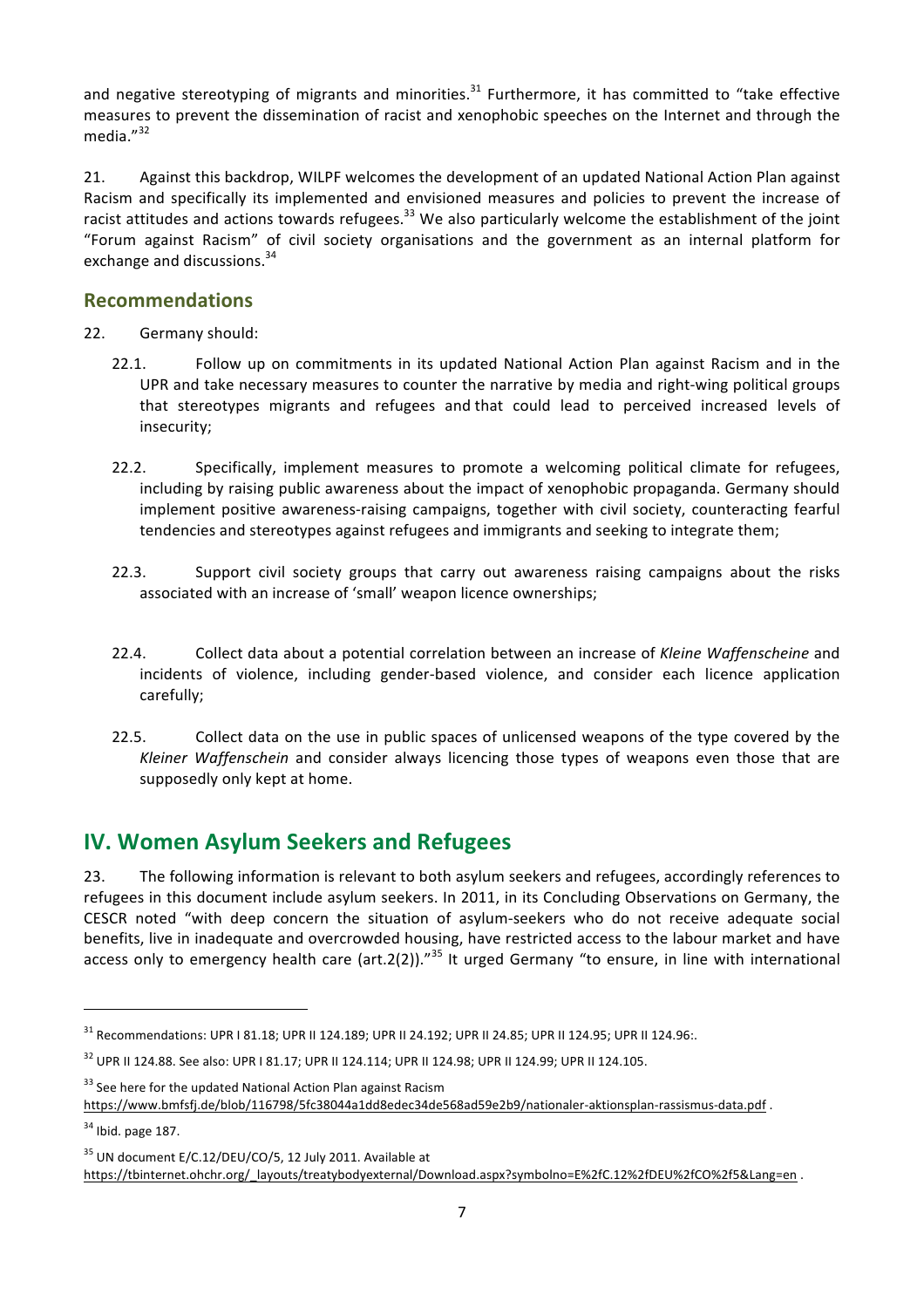and negative stereotyping of migrants and minorities.[31] Furthermore, it has committed to "take effective measures to prevent the dissemination of racist and xenophobic speeches on the Internet and through the media."[32]

21. Against this backdrop, WILPF welcomes the development of an updated National Action Plan against Racism and specifically its implemented and envisioned measures and policies to prevent the increase of racist attitudes and actions towards refugees.[33] We also particularly welcome the establishment of the joint "Forum against Racism" of civil society organisations and the government as an internal platform for exchange and discussions.[34]

### Recommendations

22. Germany should:

    22.1. Follow up on commitments in its updated National Action Plan against Racism and in the UPR and take necessary measures to counter the narrative by media and right-wing political groups that stereotypes migrants and refugees and that could lead to perceived increased levels of insecurity;

    22.2. Specifically, implement measures to promote a welcoming political climate for refugees, including by raising public awareness about the impact of xenophobic propaganda. Germany should implement positive awareness-raising campaigns, together with civil society, counteracting fearful tendencies and stereotypes against refugees and immigrants and seeking to integrate them;

    22.3. Support civil society groups that carry out awareness raising campaigns about the risks associated with an increase of 'small' weapon licence ownerships;

    22.4. Collect data about a potential correlation between an increase of *Kleine Waffenscheine* and incidents of violence, including gender-based violence, and consider each licence application carefully;

    22.5. Collect data on the use in public spaces of unlicensed weapons of the type covered by the *Kleiner Waffenschein* and consider always licencing those types of weapons even those that are supposedly only kept at home.

## IV. Women Asylum Seekers and Refugees

23. The following information is relevant to both asylum seekers and refugees, accordingly references to refugees in this document include asylum seekers. In 2011, in its Concluding Observations on Germany, the CESCR noted "with deep concern the situation of asylum-seekers who do not receive adequate social benefits, live in inadequate and overcrowded housing, have restricted access to the labour market and have access only to emergency health care (art.2(2))."[35] It urged Germany "to ensure, in line with international

---

[31] Recommendations: UPR I 81.18; UPR II 124.189; UPR II 24.192; UPR II 24.85; UPR II 124.95; UPR II 124.96:.

[32] UPR II 124.88. See also: UPR I 81.17; UPR II 124.114; UPR II 124.98; UPR II 124.99; UPR II 124.105.

[33] See here for the updated National Action Plan against Racism https://www.bmfsfj.de/blob/116798/5fc38044a1dd8edec34de568ad59e2b9/nationaler-aktionsplan-rassismus-data.pdf .

[34] Ibid. page 187.

[35] UN document E/C.12/DEU/CO/5, 12 July 2011. Available at https://tbinternet.ohchr.org/_layouts/treatybodyexternal/Download.aspx?symbolno=E%2fC.12%2fDEU%2fCO%2f5&Lang=en .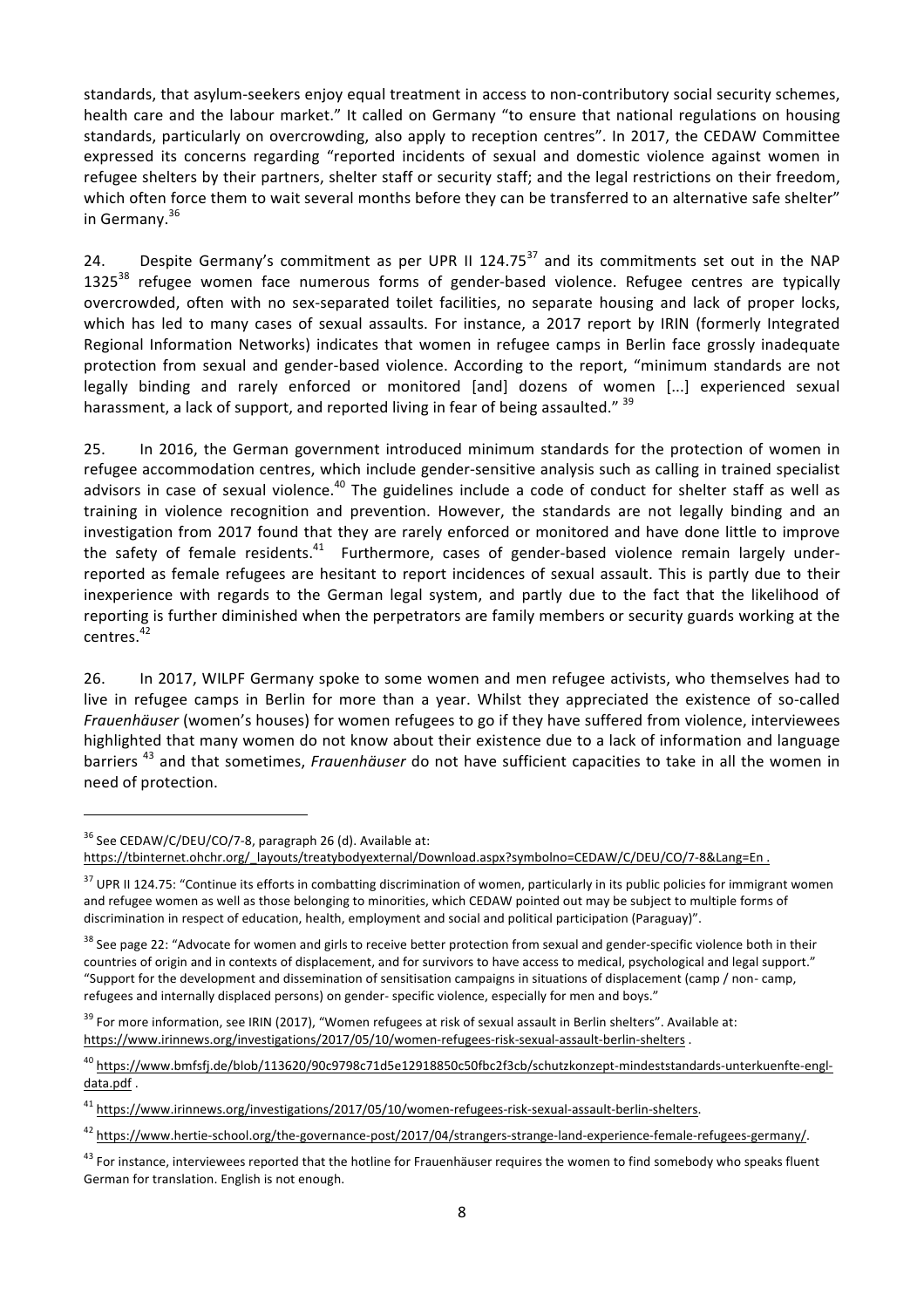standards, that asylum-seekers enjoy equal treatment in access to non-contributory social security schemes, health care and the labour market." It called on Germany "to ensure that national regulations on housing standards, particularly on overcrowding, also apply to reception centres". In 2017, the CEDAW Committee expressed its concerns regarding "reported incidents of sexual and domestic violence against women in refugee shelters by their partners, shelter staff or security staff; and the legal restrictions on their freedom, which often force them to wait several months before they can be transferred to an alternative safe shelter" in Germany.[36]

24. Despite Germany's commitment as per UPR II 124.75[37] and its commitments set out in the NAP 1325[38] refugee women face numerous forms of gender-based violence. Refugee centres are typically overcrowded, often with no sex-separated toilet facilities, no separate housing and lack of proper locks, which has led to many cases of sexual assaults. For instance, a 2017 report by IRIN (formerly Integrated Regional Information Networks) indicates that women in refugee camps in Berlin face grossly inadequate protection from sexual and gender-based violence. According to the report, "minimum standards are not legally binding and rarely enforced or monitored [and] dozens of women [...] experienced sexual harassment, a lack of support, and reported living in fear of being assaulted." [39]

25. In 2016, the German government introduced minimum standards for the protection of women in refugee accommodation centres, which include gender-sensitive analysis such as calling in trained specialist advisors in case of sexual violence.[40] The guidelines include a code of conduct for shelter staff as well as training in violence recognition and prevention. However, the standards are not legally binding and an investigation from 2017 found that they are rarely enforced or monitored and have done little to improve the safety of female residents.[41] Furthermore, cases of gender-based violence remain largely under-reported as female refugees are hesitant to report incidences of sexual assault. This is partly due to their inexperience with regards to the German legal system, and partly due to the fact that the likelihood of reporting is further diminished when the perpetrators are family members or security guards working at the centres.[42]

26. In 2017, WILPF Germany spoke to some women and men refugee activists, who themselves had to live in refugee camps in Berlin for more than a year. Whilst they appreciated the existence of so-called *Frauenhäuser* (women's houses) for women refugees to go if they have suffered from violence, interviewees highlighted that many women do not know about their existence due to a lack of information and language barriers [43] and that sometimes, *Frauenhäuser* do not have sufficient capacities to take in all the women in need of protection.

---

[36] See CEDAW/C/DEU/CO/7-8, paragraph 26 (d). Available at: https://tbinternet.ohchr.org/_layouts/treatybodyexternal/Download.aspx?symbolno=CEDAW/C/DEU/CO/7-8&Lang=En .

[37] UPR II 124.75: "Continue its efforts in combatting discrimination of women, particularly in its public policies for immigrant women and refugee women as well as those belonging to minorities, which CEDAW pointed out may be subject to multiple forms of discrimination in respect of education, health, employment and social and political participation (Paraguay)".

[38] See page 22: "Advocate for women and girls to receive better protection from sexual and gender-specific violence both in their countries of origin and in contexts of displacement, and for survivors to have access to medical, psychological and legal support." "Support for the development and dissemination of sensitisation campaigns in situations of displacement (camp / non- camp, refugees and internally displaced persons) on gender- specific violence, especially for men and boys."

[39] For more information, see IRIN (2017), "Women refugees at risk of sexual assault in Berlin shelters". Available at: https://www.irinnews.org/investigations/2017/05/10/women-refugees-risk-sexual-assault-berlin-shelters .

[40] https://www.bmfsfj.de/blob/113620/90c9798c71d5e12918850c50fbc2f3cb/schutzkonzept-mindeststandards-unterkuenfte-engl-data.pdf .

[41] https://www.irinnews.org/investigations/2017/05/10/women-refugees-risk-sexual-assault-berlin-shelters.

[42] https://www.hertie-school.org/the-governance-post/2017/04/strangers-strange-land-experience-female-refugees-germany/.

[43] For instance, interviewees reported that the hotline for Frauenhäuser requires the women to find somebody who speaks fluent German for translation. English is not enough.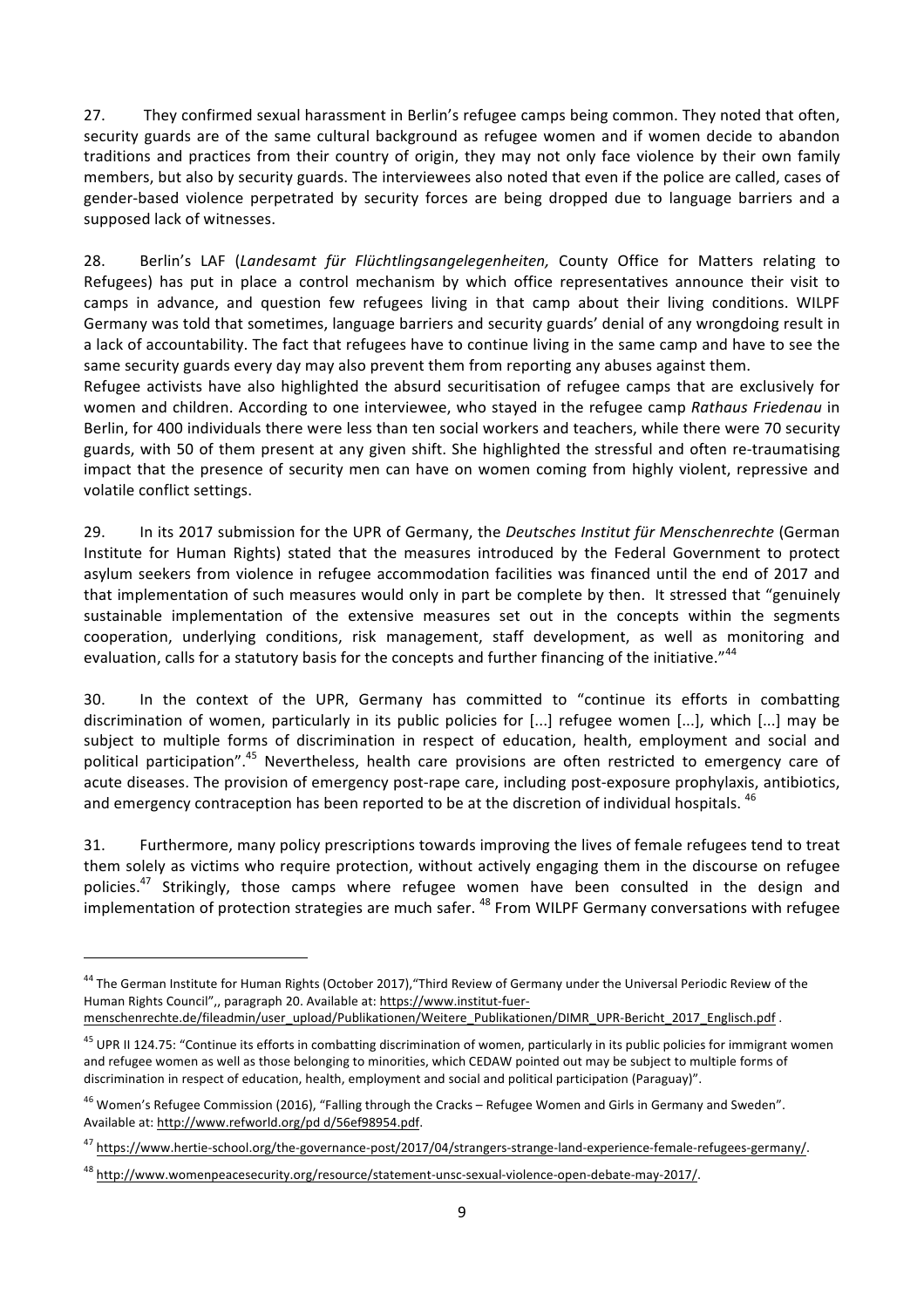27. They confirmed sexual harassment in Berlin's refugee camps being common. They noted that often, security guards are of the same cultural background as refugee women and if women decide to abandon traditions and practices from their country of origin, they may not only face violence by their own family members, but also by security guards. The interviewees also noted that even if the police are called, cases of gender-based violence perpetrated by security forces are being dropped due to language barriers and a supposed lack of witnesses.

28. Berlin's LAF (*Landesamt für Flüchtlingsangelegenheiten,* County Office for Matters relating to Refugees) has put in place a control mechanism by which office representatives announce their visit to camps in advance, and question few refugees living in that camp about their living conditions. WILPF Germany was told that sometimes, language barriers and security guards' denial of any wrongdoing result in a lack of accountability. The fact that refugees have to continue living in the same camp and have to see the same security guards every day may also prevent them from reporting any abuses against them.
Refugee activists have also highlighted the absurd securitisation of refugee camps that are exclusively for women and children. According to one interviewee, who stayed in the refugee camp *Rathaus Friedenau* in Berlin, for 400 individuals there were less than ten social workers and teachers, while there were 70 security guards, with 50 of them present at any given shift. She highlighted the stressful and often re-traumatising impact that the presence of security men can have on women coming from highly violent, repressive and volatile conflict settings.

29. In its 2017 submission for the UPR of Germany, the *Deutsches Institut für Menschenrechte* (German Institute for Human Rights) stated that the measures introduced by the Federal Government to protect asylum seekers from violence in refugee accommodation facilities was financed until the end of 2017 and that implementation of such measures would only in part be complete by then. It stressed that "genuinely sustainable implementation of the extensive measures set out in the concepts within the segments cooperation, underlying conditions, risk management, staff development, as well as monitoring and evaluation, calls for a statutory basis for the concepts and further financing of the initiative."[44]

30. In the context of the UPR, Germany has committed to "continue its efforts in combatting discrimination of women, particularly in its public policies for [...] refugee women [...], which [...] may be subject to multiple forms of discrimination in respect of education, health, employment and social and political participation".[45] Nevertheless, health care provisions are often restricted to emergency care of acute diseases. The provision of emergency post-rape care, including post-exposure prophylaxis, antibiotics, and emergency contraception has been reported to be at the discretion of individual hospitals.[46]

31. Furthermore, many policy prescriptions towards improving the lives of female refugees tend to treat them solely as victims who require protection, without actively engaging them in the discourse on refugee policies.[47] Strikingly, those camps where refugee women have been consulted in the design and implementation of protection strategies are much safer.[48] From WILPF Germany conversations with refugee

---

[44] The German Institute for Human Rights (October 2017),"Third Review of Germany under the Universal Periodic Review of the Human Rights Council",, paragraph 20. Available at: https://www.institut-fuer-menschenrechte.de/fileadmin/user_upload/Publikationen/Weitere_Publikationen/DIMR_UPR-Bericht_2017_Englisch.pdf .

[45] UPR II 124.75: "Continue its efforts in combatting discrimination of women, particularly in its public policies for immigrant women and refugee women as well as those belonging to minorities, which CEDAW pointed out may be subject to multiple forms of discrimination in respect of education, health, employment and social and political participation (Paraguay)".

[46] Women's Refugee Commission (2016), "Falling through the Cracks – Refugee Women and Girls in Germany and Sweden". Available at: http://www.refworld.org/pd d/56ef98954.pdf.

[47] https://www.hertie-school.org/the-governance-post/2017/04/strangers-strange-land-experience-female-refugees-germany/.

[48] http://www.womenpeacesecurity.org/resource/statement-unsc-sexual-violence-open-debate-may-2017/.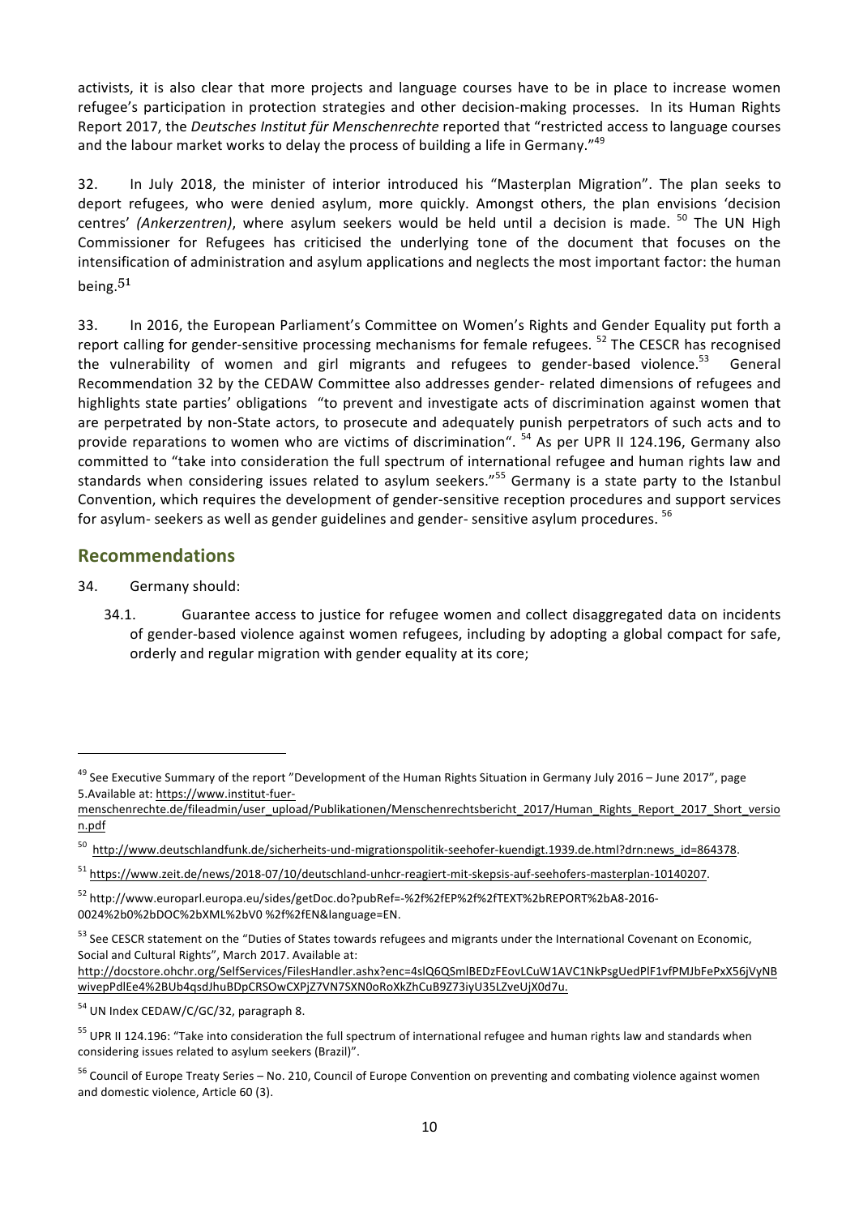activists, it is also clear that more projects and language courses have to be in place to increase women refugee's participation in protection strategies and other decision-making processes. In its Human Rights Report 2017, the *Deutsches Institut für Menschenrechte* reported that "restricted access to language courses and the labour market works to delay the process of building a life in Germany."[49]

32. In July 2018, the minister of interior introduced his "Masterplan Migration". The plan seeks to deport refugees, who were denied asylum, more quickly. Amongst others, the plan envisions 'decision centres' *(Ankerzentren)*, where asylum seekers would be held until a decision is made. [50] The UN High Commissioner for Refugees has criticised the underlying tone of the document that focuses on the intensification of administration and asylum applications and neglects the most important factor: the human being.[51]

33. In 2016, the European Parliament's Committee on Women's Rights and Gender Equality put forth a report calling for gender-sensitive processing mechanisms for female refugees. [52] The CESCR has recognised the vulnerability of women and girl migrants and refugees to gender-based violence.[53] General Recommendation 32 by the CEDAW Committee also addresses gender- related dimensions of refugees and highlights state parties' obligations "to prevent and investigate acts of discrimination against women that are perpetrated by non-State actors, to prosecute and adequately punish perpetrators of such acts and to provide reparations to women who are victims of discrimination". [54] As per UPR II 124.196, Germany also committed to "take into consideration the full spectrum of international refugee and human rights law and standards when considering issues related to asylum seekers."[55] Germany is a state party to the Istanbul Convention, which requires the development of gender-sensitive reception procedures and support services for asylum- seekers as well as gender guidelines and gender- sensitive asylum procedures. [56]

## Recommendations

34. Germany should:

34.1. Guarantee access to justice for refugee women and collect disaggregated data on incidents of gender-based violence against women refugees, including by adopting a global compact for safe, orderly and regular migration with gender equality at its core;

---

[49] See Executive Summary of the report "Development of the Human Rights Situation in Germany July 2016 – June 2017", page 5.Available at: https://www.institut-fuer-menschenrechte.de/fileadmin/user_upload/Publikationen/Menschenrechtsbericht_2017/Human_Rights_Report_2017_Short_version.pdf

[50] http://www.deutschlandfunk.de/sicherheits-und-migrationspolitik-seehofer-kuendigt.1939.de.html?drn:news_id=864378.

[51] https://www.zeit.de/news/2018-07/10/deutschland-unhcr-reagiert-mit-skepsis-auf-seehofers-masterplan-10140207.

[52] http://www.europarl.europa.eu/sides/getDoc.do?pubRef=-%2f%2fEP%2f%2fTEXT%2bREPORT%2bA8-2016-0024%2b0%2bDOC%2bXML%2bV0 %2f%2fEN&language=EN.

[53] See CESCR statement on the "Duties of States towards refugees and migrants under the International Covenant on Economic, Social and Cultural Rights", March 2017. Available at: http://docstore.ohchr.org/SelfServices/FilesHandler.ashx?enc=4slQ6QSmlBEDzFEovLCuW1AVC1NkPsgUedPlF1vfPMJbFePxX56jVyNBwivepPdlEe4%2BUb4qsdJhuBDpCRSOwCXPjZ7VN7SXN0oRoXkZhCuB9Z73iyU35LZveUjX0d7u.

[54] UN Index CEDAW/C/GC/32, paragraph 8.

[55] UPR II 124.196: "Take into consideration the full spectrum of international refugee and human rights law and standards when considering issues related to asylum seekers (Brazil)".

[56] Council of Europe Treaty Series – No. 210, Council of Europe Convention on preventing and combating violence against women and domestic violence, Article 60 (3).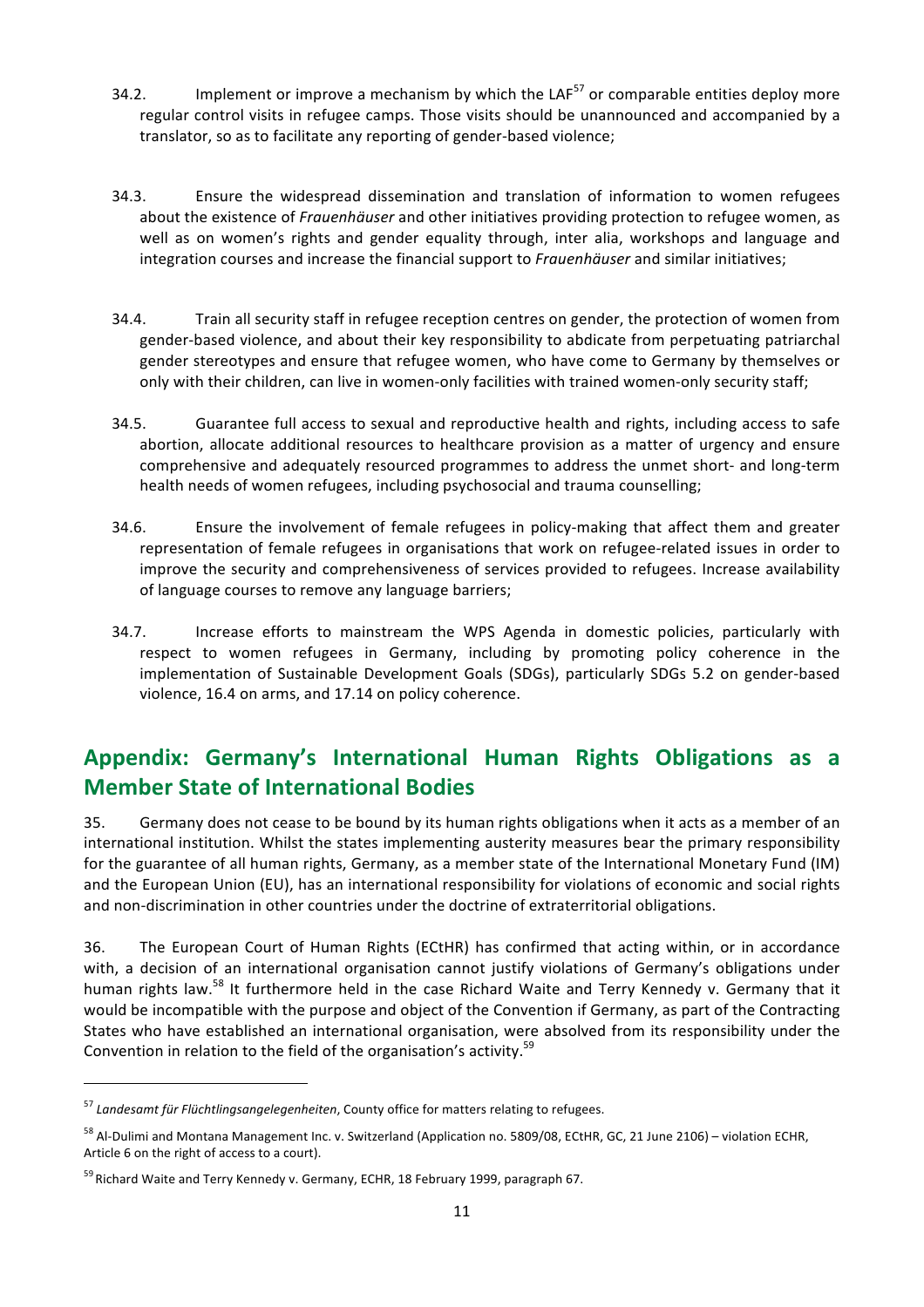34.2. Implement or improve a mechanism by which the LAF[57] or comparable entities deploy more regular control visits in refugee camps. Those visits should be unannounced and accompanied by a translator, so as to facilitate any reporting of gender-based violence;

34.3. Ensure the widespread dissemination and translation of information to women refugees about the existence of *Frauenhäuser* and other initiatives providing protection to refugee women, as well as on women's rights and gender equality through, inter alia, workshops and language and integration courses and increase the financial support to *Frauenhäuser* and similar initiatives;

34.4. Train all security staff in refugee reception centres on gender, the protection of women from gender-based violence, and about their key responsibility to abdicate from perpetuating patriarchal gender stereotypes and ensure that refugee women, who have come to Germany by themselves or only with their children, can live in women-only facilities with trained women-only security staff;

34.5. Guarantee full access to sexual and reproductive health and rights, including access to safe abortion, allocate additional resources to healthcare provision as a matter of urgency and ensure comprehensive and adequately resourced programmes to address the unmet short- and long-term health needs of women refugees, including psychosocial and trauma counselling;

34.6. Ensure the involvement of female refugees in policy-making that affect them and greater representation of female refugees in organisations that work on refugee-related issues in order to improve the security and comprehensiveness of services provided to refugees. Increase availability of language courses to remove any language barriers;

34.7. Increase efforts to mainstream the WPS Agenda in domestic policies, particularly with respect to women refugees in Germany, including by promoting policy coherence in the implementation of Sustainable Development Goals (SDGs), particularly SDGs 5.2 on gender-based violence, 16.4 on arms, and 17.14 on policy coherence.

## Appendix: Germany's International Human Rights Obligations as a Member State of International Bodies

35. Germany does not cease to be bound by its human rights obligations when it acts as a member of an international institution. Whilst the states implementing austerity measures bear the primary responsibility for the guarantee of all human rights, Germany, as a member state of the International Monetary Fund (IM) and the European Union (EU), has an international responsibility for violations of economic and social rights and non-discrimination in other countries under the doctrine of extraterritorial obligations.

36. The European Court of Human Rights (ECtHR) has confirmed that acting within, or in accordance with, a decision of an international organisation cannot justify violations of Germany's obligations under human rights law.[58] It furthermore held in the case Richard Waite and Terry Kennedy v. Germany that it would be incompatible with the purpose and object of the Convention if Germany, as part of the Contracting States who have established an international organisation, were absolved from its responsibility under the Convention in relation to the field of the organisation's activity.[59]

---

[57] *Landesamt für Flüchtlingsangelegenheiten*, County office for matters relating to refugees.

[58] Al-Dulimi and Montana Management Inc. v. Switzerland (Application no. 5809/08, ECtHR, GC, 21 June 2106) – violation ECHR, Article 6 on the right of access to a court).

[59] Richard Waite and Terry Kennedy v. Germany, ECHR, 18 February 1999, paragraph 67.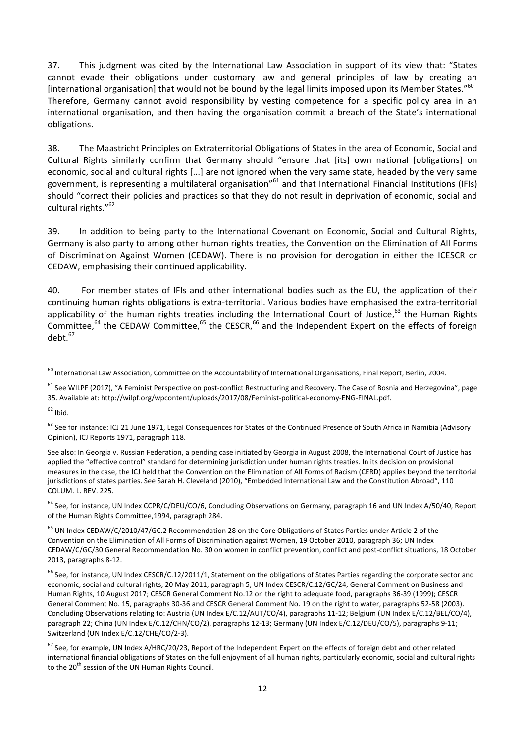37. This judgment was cited by the International Law Association in support of its view that: "States cannot evade their obligations under customary law and general principles of law by creating an [international organisation] that would not be bound by the legal limits imposed upon its Member States."[60] Therefore, Germany cannot avoid responsibility by vesting competence for a specific policy area in an international organisation, and then having the organisation commit a breach of the State's international obligations.

38. The Maastricht Principles on Extraterritorial Obligations of States in the area of Economic, Social and Cultural Rights similarly confirm that Germany should "ensure that [its] own national [obligations] on economic, social and cultural rights [...] are not ignored when the very same state, headed by the very same government, is representing a multilateral organisation"[61] and that International Financial Institutions (IFIs) should "correct their policies and practices so that they do not result in deprivation of economic, social and cultural rights."[62]

39. In addition to being party to the International Covenant on Economic, Social and Cultural Rights, Germany is also party to among other human rights treaties, the Convention on the Elimination of All Forms of Discrimination Against Women (CEDAW). There is no provision for derogation in either the ICESCR or CEDAW, emphasising their continued applicability.

40. For member states of IFIs and other international bodies such as the EU, the application of their continuing human rights obligations is extra-territorial. Various bodies have emphasised the extra-territorial applicability of the human rights treaties including the International Court of Justice,[63] the Human Rights Committee,[64] the CEDAW Committee,[65] the CESCR,[66] and the Independent Expert on the effects of foreign debt.[67]

---

[60] International Law Association, Committee on the Accountability of International Organisations, Final Report, Berlin, 2004.

[61] See WILPF (2017), "A Feminist Perspective on post-conflict Restructuring and Recovery. The Case of Bosnia and Herzegovina", page 35. Available at: http://wilpf.org/wpcontent/uploads/2017/08/Feminist-political-economy-ENG-FINAL.pdf.

[62] Ibid.

[63] See for instance: ICJ 21 June 1971, Legal Consequences for States of the Continued Presence of South Africa in Namibia (Advisory Opinion), ICJ Reports 1971, paragraph 118.

See also: In Georgia v. Russian Federation, a pending case initiated by Georgia in August 2008, the International Court of Justice has applied the "effective control" standard for determining jurisdiction under human rights treaties. In its decision on provisional measures in the case, the ICJ held that the Convention on the Elimination of All Forms of Racism (CERD) applies beyond the territorial jurisdictions of states parties. See Sarah H. Cleveland (2010), "Embedded International Law and the Constitution Abroad", 110 COLUM. L. REV. 225.

[64] See, for instance, UN Index CCPR/C/DEU/CO/6, Concluding Observations on Germany, paragraph 16 and UN Index A/50/40, Report of the Human Rights Committee,1994, paragraph 284.

[65] UN Index CEDAW/C/2010/47/GC.2 Recommendation 28 on the Core Obligations of States Parties under Article 2 of the Convention on the Elimination of All Forms of Discrimination against Women, 19 October 2010, paragraph 36; UN Index CEDAW/C/GC/30 General Recommendation No. 30 on women in conflict prevention, conflict and post-conflict situations, 18 October 2013, paragraphs 8-12.

[66] See, for instance, UN Index CESCR/C.12/2011/1, Statement on the obligations of States Parties regarding the corporate sector and economic, social and cultural rights, 20 May 2011, paragraph 5; UN Index CESCR/C.12/GC/24, General Comment on Business and Human Rights, 10 August 2017; CESCR General Comment No.12 on the right to adequate food, paragraphs 36-39 (1999); CESCR General Comment No. 15, paragraphs 30-36 and CESCR General Comment No. 19 on the right to water, paragraphs 52-58 (2003). Concluding Observations relating to: Austria (UN Index E/C.12/AUT/CO/4), paragraphs 11-12; Belgium (UN Index E/C.12/BEL/CO/4), paragraph 22; China (UN Index E/C.12/CHN/CO/2), paragraphs 12-13; Germany (UN Index E/C.12/DEU/CO/5), paragraphs 9-11; Switzerland (UN Index E/C.12/CHE/CO/2-3).

[67] See, for example, UN Index A/HRC/20/23, Report of the Independent Expert on the effects of foreign debt and other related international financial obligations of States on the full enjoyment of all human rights, particularly economic, social and cultural rights to the 20th session of the UN Human Rights Council.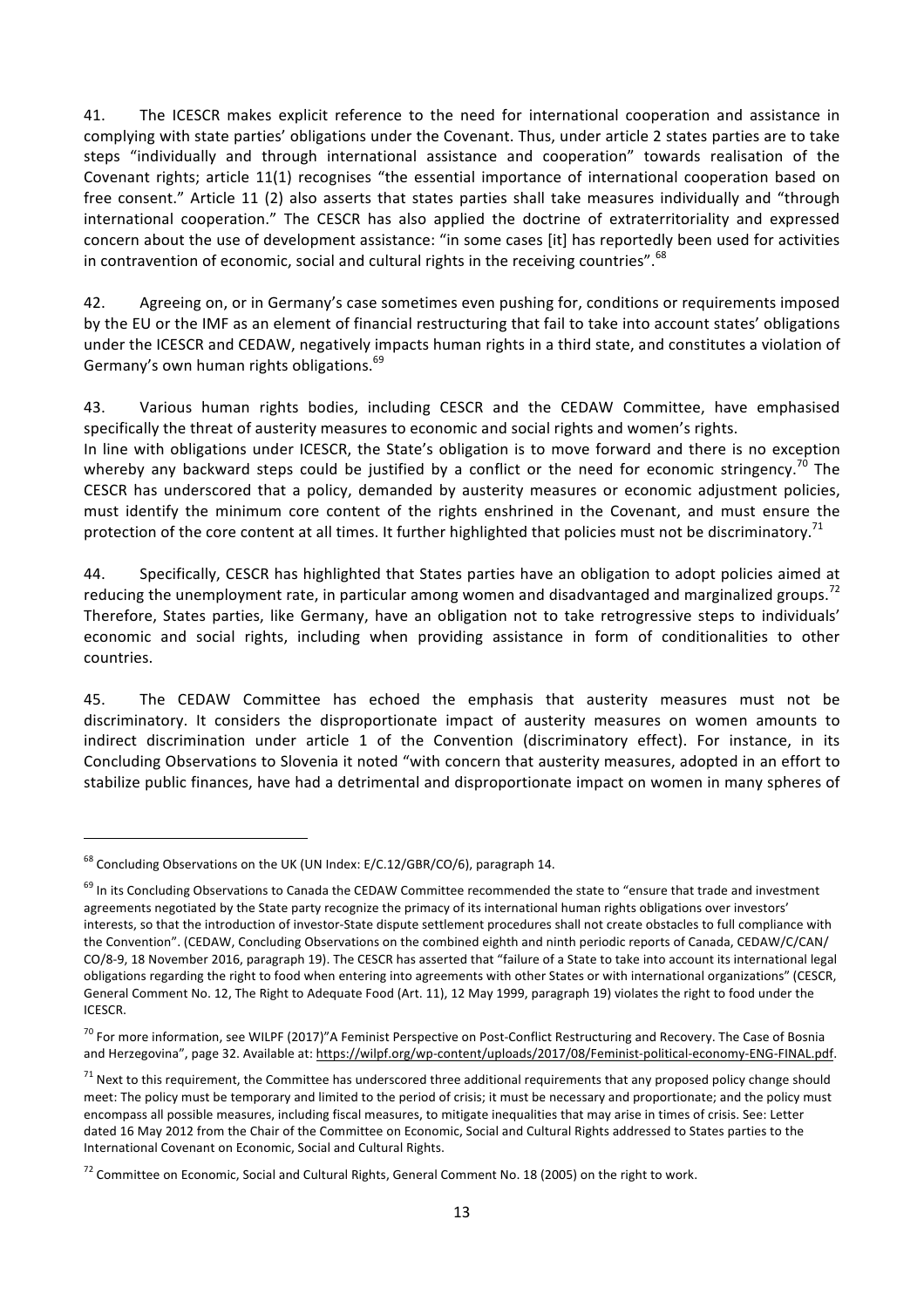41. The ICESCR makes explicit reference to the need for international cooperation and assistance in complying with state parties' obligations under the Covenant. Thus, under article 2 states parties are to take steps "individually and through international assistance and cooperation" towards realisation of the Covenant rights; article 11(1) recognises "the essential importance of international cooperation based on free consent." Article 11 (2) also asserts that states parties shall take measures individually and "through international cooperation." The CESCR has also applied the doctrine of extraterritoriality and expressed concern about the use of development assistance: "in some cases [it] has reportedly been used for activities in contravention of economic, social and cultural rights in the receiving countries".[68]

42. Agreeing on, or in Germany's case sometimes even pushing for, conditions or requirements imposed by the EU or the IMF as an element of financial restructuring that fail to take into account states' obligations under the ICESCR and CEDAW, negatively impacts human rights in a third state, and constitutes a violation of Germany's own human rights obligations.[69]

43. Various human rights bodies, including CESCR and the CEDAW Committee, have emphasised specifically the threat of austerity measures to economic and social rights and women's rights.
In line with obligations under ICESCR, the State's obligation is to move forward and there is no exception whereby any backward steps could be justified by a conflict or the need for economic stringency.[70] The CESCR has underscored that a policy, demanded by austerity measures or economic adjustment policies, must identify the minimum core content of the rights enshrined in the Covenant, and must ensure the protection of the core content at all times. It further highlighted that policies must not be discriminatory.[71]

44. Specifically, CESCR has highlighted that States parties have an obligation to adopt policies aimed at reducing the unemployment rate, in particular among women and disadvantaged and marginalized groups.[72] Therefore, States parties, like Germany, have an obligation not to take retrogressive steps to individuals' economic and social rights, including when providing assistance in form of conditionalities to other countries.

45. The CEDAW Committee has echoed the emphasis that austerity measures must not be discriminatory. It considers the disproportionate impact of austerity measures on women amounts to indirect discrimination under article 1 of the Convention (discriminatory effect). For instance, in its Concluding Observations to Slovenia it noted "with concern that austerity measures, adopted in an effort to stabilize public finances, have had a detrimental and disproportionate impact on women in many spheres of

---

[68] Concluding Observations on the UK (UN Index: E/C.12/GBR/CO/6), paragraph 14.

[69] In its Concluding Observations to Canada the CEDAW Committee recommended the state to "ensure that trade and investment agreements negotiated by the State party recognize the primacy of its international human rights obligations over investors' interests, so that the introduction of investor-State dispute settlement procedures shall not create obstacles to full compliance with the Convention". (CEDAW, Concluding Observations on the combined eighth and ninth periodic reports of Canada, CEDAW/C/CAN/CO/8-9, 18 November 2016, paragraph 19). The CESCR has asserted that "failure of a State to take into account its international legal obligations regarding the right to food when entering into agreements with other States or with international organizations" (CESCR, General Comment No. 12, The Right to Adequate Food (Art. 11), 12 May 1999, paragraph 19) violates the right to food under the ICESCR.

[70] For more information, see WILPF (2017)"A Feminist Perspective on Post-Conflict Restructuring and Recovery. The Case of Bosnia and Herzegovina", page 32. Available at: https://wilpf.org/wp-content/uploads/2017/08/Feminist-political-economy-ENG-FINAL.pdf.

[71] Next to this requirement, the Committee has underscored three additional requirements that any proposed policy change should meet: The policy must be temporary and limited to the period of crisis; it must be necessary and proportionate; and the policy must encompass all possible measures, including fiscal measures, to mitigate inequalities that may arise in times of crisis. See: Letter dated 16 May 2012 from the Chair of the Committee on Economic, Social and Cultural Rights addressed to States parties to the International Covenant on Economic, Social and Cultural Rights.

[72] Committee on Economic, Social and Cultural Rights, General Comment No. 18 (2005) on the right to work.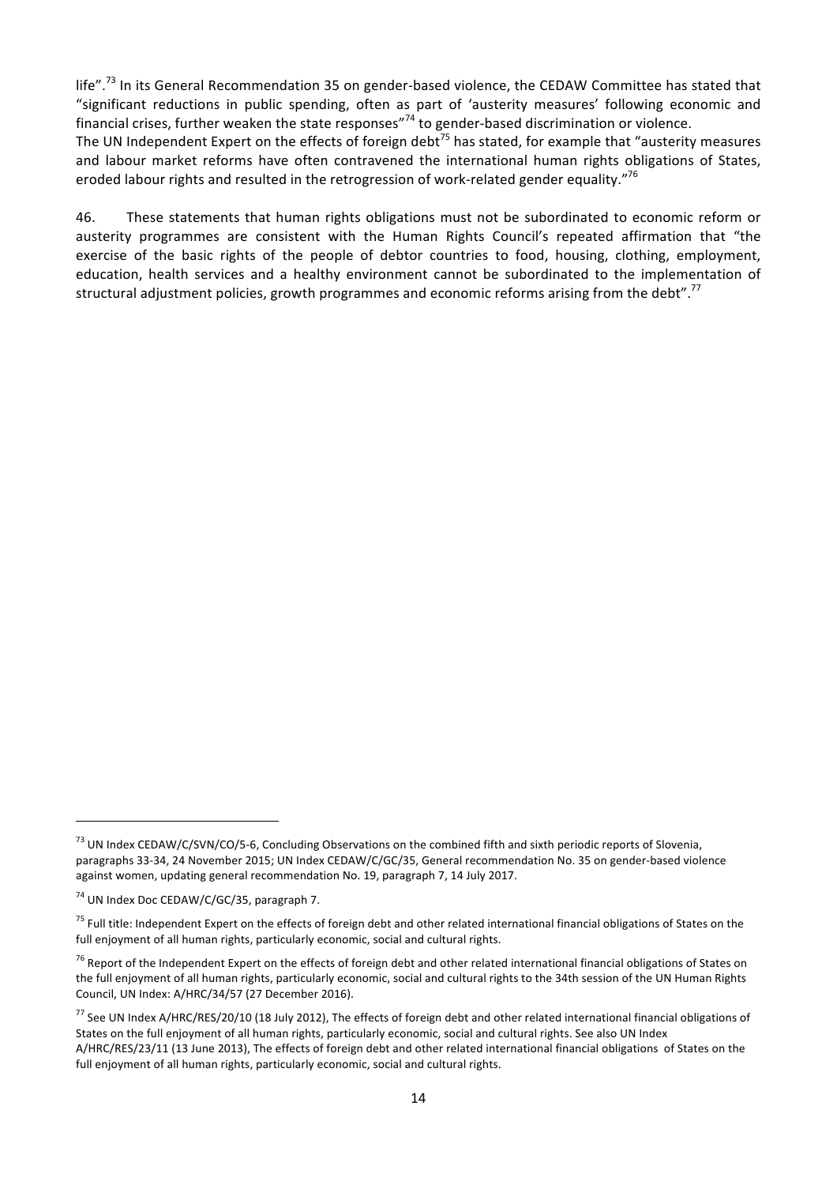life".[73] In its General Recommendation 35 on gender-based violence, the CEDAW Committee has stated that "significant reductions in public spending, often as part of 'austerity measures' following economic and financial crises, further weaken the state responses"[74] to gender-based discrimination or violence.
The UN Independent Expert on the effects of foreign debt[75] has stated, for example that "austerity measures and labour market reforms have often contravened the international human rights obligations of States, eroded labour rights and resulted in the retrogression of work-related gender equality."[76]

46. These statements that human rights obligations must not be subordinated to economic reform or austerity programmes are consistent with the Human Rights Council's repeated affirmation that "the exercise of the basic rights of the people of debtor countries to food, housing, clothing, employment, education, health services and a healthy environment cannot be subordinated to the implementation of structural adjustment policies, growth programmes and economic reforms arising from the debt".[77]

---

[73] UN Index CEDAW/C/SVN/CO/5-6, Concluding Observations on the combined fifth and sixth periodic reports of Slovenia, paragraphs 33-34, 24 November 2015; UN Index CEDAW/C/GC/35, General recommendation No. 35 on gender-based violence against women, updating general recommendation No. 19, paragraph 7, 14 July 2017.

[74] UN Index Doc CEDAW/C/GC/35, paragraph 7.

[75] Full title: Independent Expert on the effects of foreign debt and other related international financial obligations of States on the full enjoyment of all human rights, particularly economic, social and cultural rights.

[76] Report of the Independent Expert on the effects of foreign debt and other related international financial obligations of States on the full enjoyment of all human rights, particularly economic, social and cultural rights to the 34th session of the UN Human Rights Council, UN Index: A/HRC/34/57 (27 December 2016).

[77] See UN Index A/HRC/RES/20/10 (18 July 2012), The effects of foreign debt and other related international financial obligations of States on the full enjoyment of all human rights, particularly economic, social and cultural rights. See also UN Index A/HRC/RES/23/11 (13 June 2013), The effects of foreign debt and other related international financial obligations of States on the full enjoyment of all human rights, particularly economic, social and cultural rights.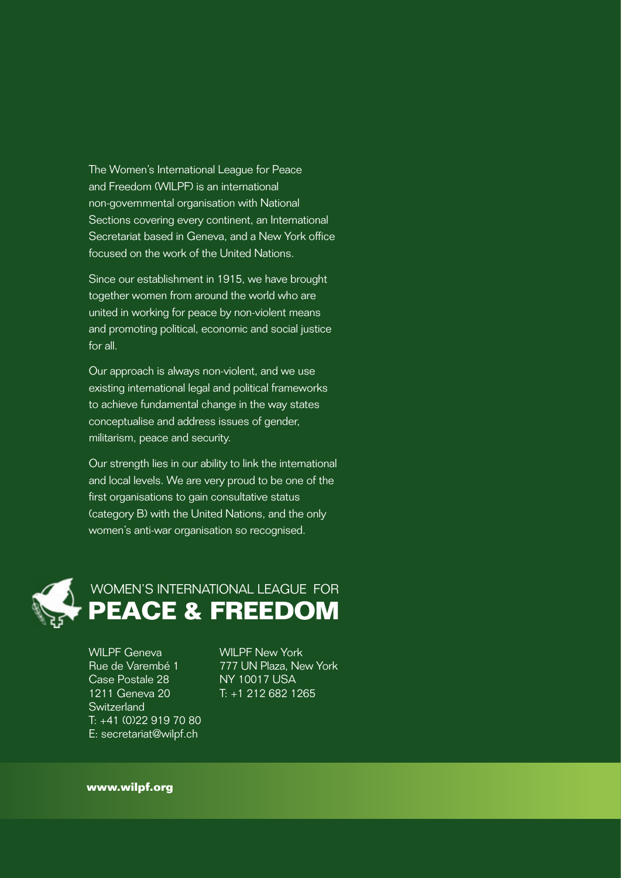The Women's International League for Peace and Freedom (WILPF) is an international non-governmental organisation with National Sections covering every continent, an International Secretariat based in Geneva, and a New York office focused on the work of the United Nations.

Since our establishment in 1915, we have brought together women from around the world who are united in working for peace by non-violent means and promoting political, economic and social justice for all.

Our approach is always non-violent, and we use existing international legal and political frameworks to achieve fundamental change in the way states conceptualise and address issues of gender, militarism, peace and security.

Our strength lies in our ability to link the international and local levels. We are very proud to be one of the first organisations to gain consultative status (category B) with the United Nations, and the only women's anti-war organisation so recognised.

WOMEN'S INTERNATIONAL LEAGUE FOR
**PEACE & FREEDOM**

WILPF Geneva
Rue de Varembé 1
Case Postale 28
1211 Geneva 20
Switzerland
T: +41 (0)22 919 70 80
E: secretariat@wilpf.ch

WILPF New York
777 UN Plaza, New York
NY 10017 USA
T: +1 212 682 1265

**www.wilpf.org**